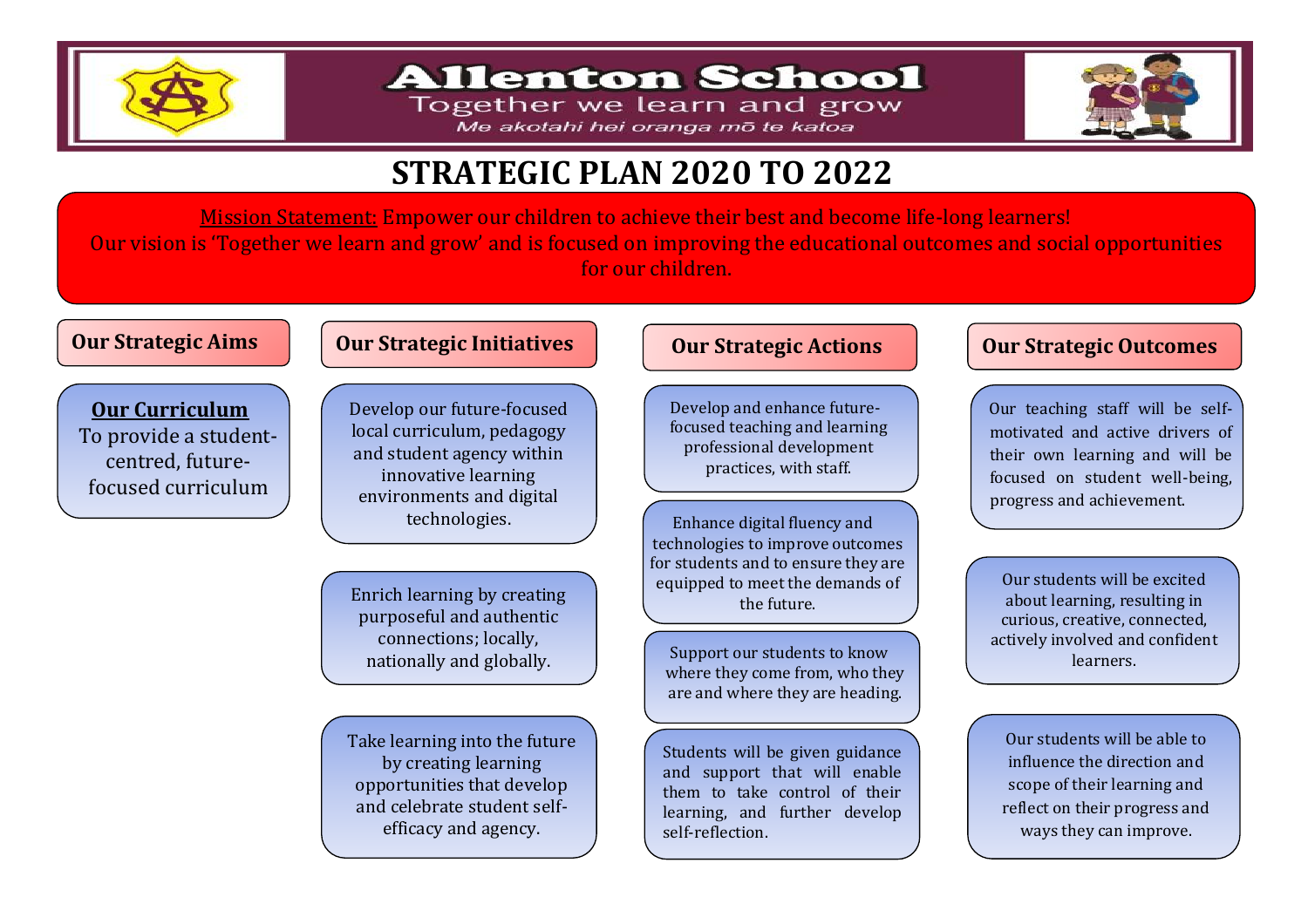# Allenton School

Together we learn and grow

*Me akotahi hei oranga mō te katoa*

# STRATEGIC PLAN 2020 TO 2022

Mission Statement: Empower our children to achieve their best and become life-long learners!
Our vision is 'Together we learn and grow' and is focused on improving the educational outcomes and social opportunities for our children.

| Our Strategic Aims | Our Strategic Initiatives | Our Strategic Actions | Our Strategic Outcomes |
|---|---|---|---|
| **Our Curriculum** To provide a student-centred, future-focused curriculum | Develop our future-focused local curriculum, pedagogy and student agency within innovative learning environments and digital technologies. | Develop and enhance future-focused teaching and learning professional development practices, with staff. | Our teaching staff will be self-motivated and active drivers of their own learning and will be focused on student well-being, progress and achievement. |
| | Enrich learning by creating purposeful and authentic connections; locally, nationally and globally. | Enhance digital fluency and technologies to improve outcomes for students and to ensure they are equipped to meet the demands of the future. | Our students will be excited about learning, resulting in curious, creative, connected, actively involved and confident learners. |
| | | Support our students to know where they come from, who they are and where they are heading. | |
| | Take learning into the future by creating learning opportunities that develop and celebrate student self-efficacy and agency. | Students will be given guidance and support that will enable them to take control of their learning, and further develop self-reflection. | Our students will be able to influence the direction and scope of their learning and reflect on their progress and ways they can improve. |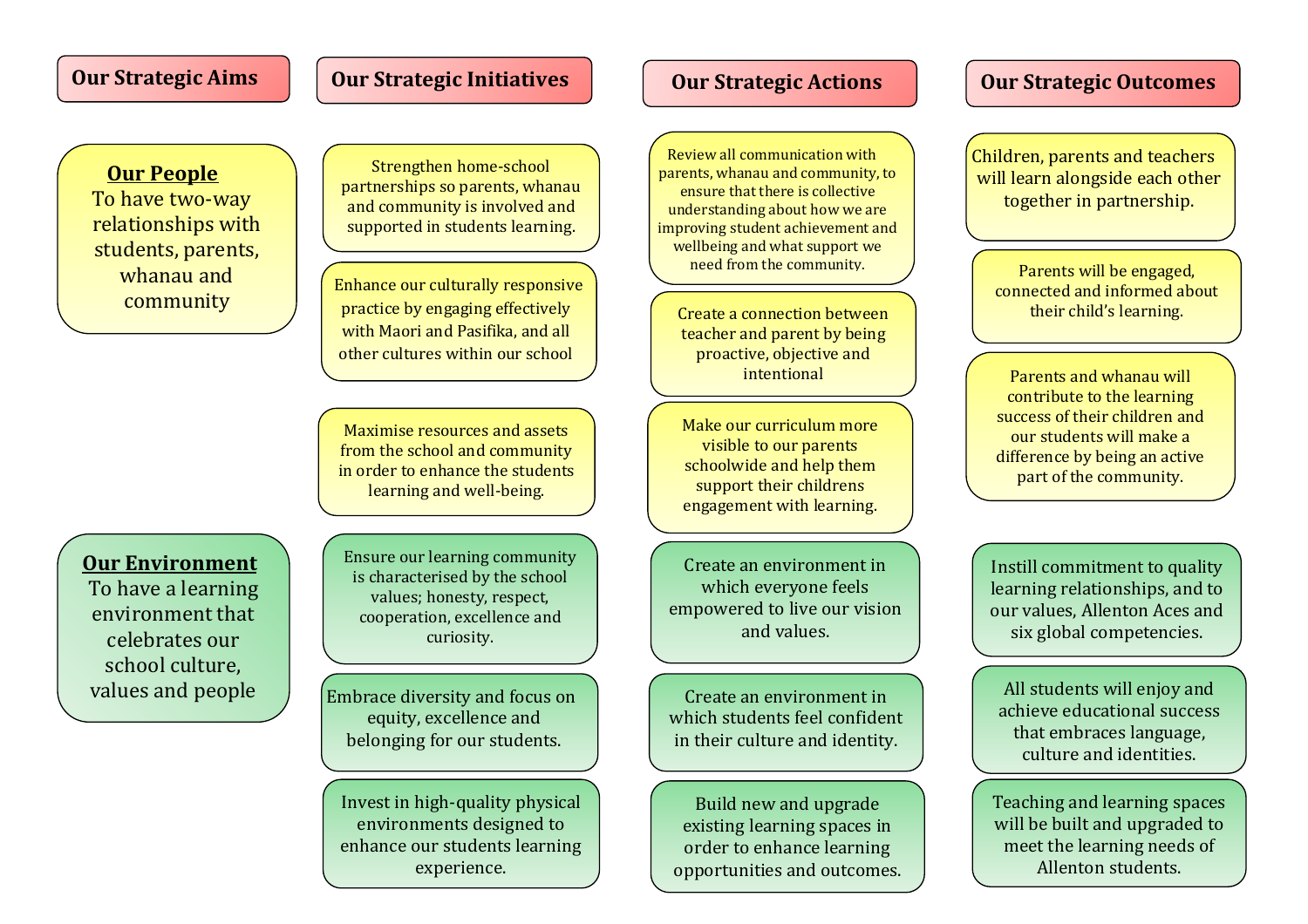| Our Strategic Aims | Our Strategic Initiatives | Our Strategic Actions | Our Strategic Outcomes |
|---|---|---|---|
| **Our People** To have two-way relationships with students, parents, whanau and community | Strengthen home-school partnerships so parents, whanau and community is involved and supported in students learning. | Review all communication with parents, whanau and community, to ensure that there is collective understanding about how we are improving student achievement and wellbeing and what support we need from the community. | Children, parents and teachers will learn alongside each other together in partnership. |
| | Enhance our culturally responsive practice by engaging effectively with Maori and Pasifika, and all other cultures within our school | Create a connection between teacher and parent by being proactive, objective and intentional | Parents will be engaged, connected and informed about their child's learning. |
| | Maximise resources and assets from the school and community in order to enhance the students learning and well-being. | Make our curriculum more visible to our parents schoolwide and help them support their childrens engagement with learning. | Parents and whanau will contribute to the learning success of their children and our students will make a difference by being an active part of the community. |
| **Our Environment** To have a learning environment that celebrates our school culture, values and people | Ensure our learning community is characterised by the school values; honesty, respect, cooperation, excellence and curiosity. | Create an environment in which everyone feels empowered to live our vision and values. | Instill commitment to quality learning relationships, and to our values, Allenton Aces and six global competencies. |
| | Embrace diversity and focus on equity, excellence and belonging for our students. | Create an environment in which students feel confident in their culture and identity. | All students will enjoy and achieve educational success that embraces language, culture and identities. |
| | Invest in high-quality physical environments designed to enhance our students learning experience. | Build new and upgrade existing learning spaces in order to enhance learning opportunities and outcomes. | Teaching and learning spaces will be built and upgraded to meet the learning needs of Allenton students. |